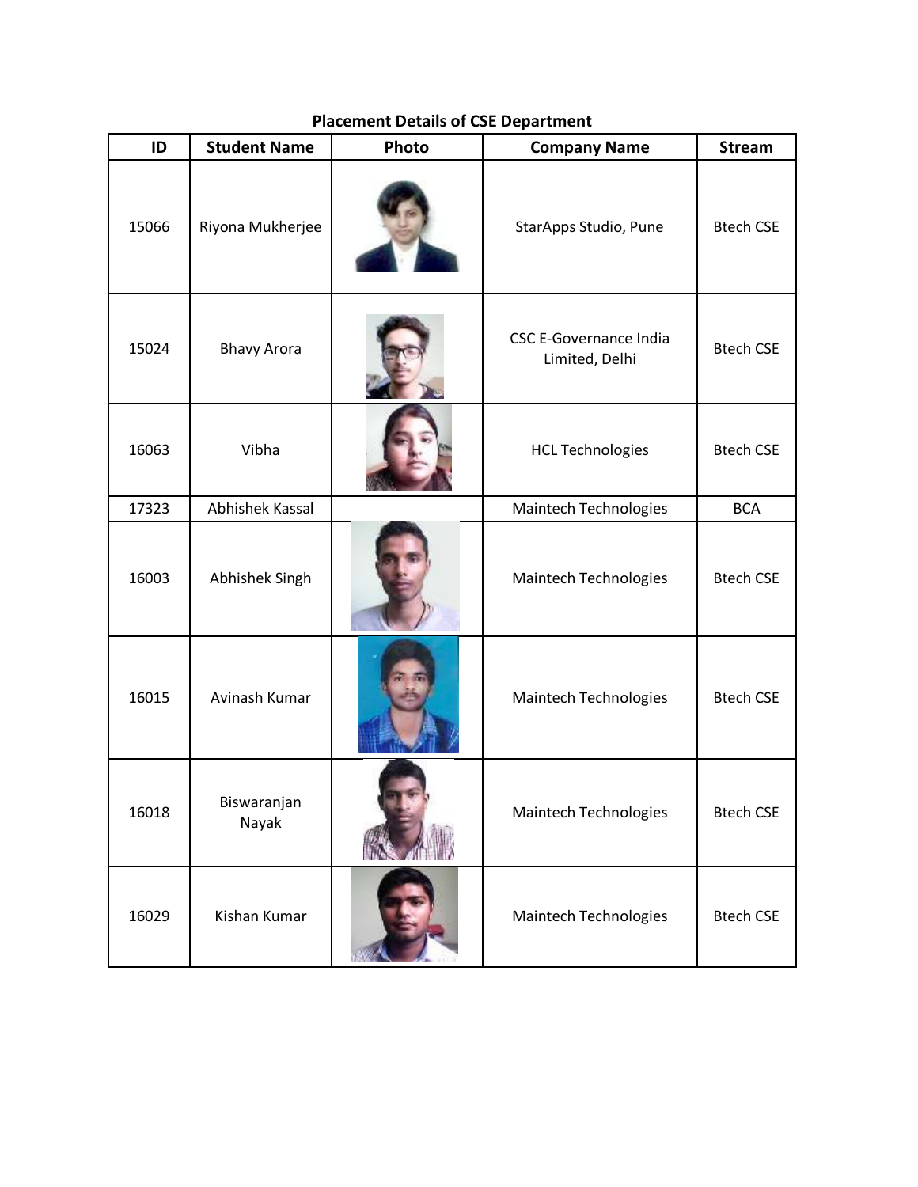**Placement Details of CSE Department**

| ID | Student Name | Photo | Company Name | Stream |
|---|---|---|---|---|
| 15066 | Riyona Mukherjee | | StarApps Studio, Pune | Btech CSE |
| 15024 | Bhavy Arora | | CSC E-Governance India Limited, Delhi | Btech CSE |
| 16063 | Vibha | | HCL Technologies | Btech CSE |
| 17323 | Abhishek Kassal | | Maintech Technologies | BCA |
| 16003 | Abhishek Singh | | Maintech Technologies | Btech CSE |
| 16015 | Avinash Kumar | | Maintech Technologies | Btech CSE |
| 16018 | Biswaranjan Nayak | | Maintech Technologies | Btech CSE |
| 16029 | Kishan Kumar | | Maintech Technologies | Btech CSE |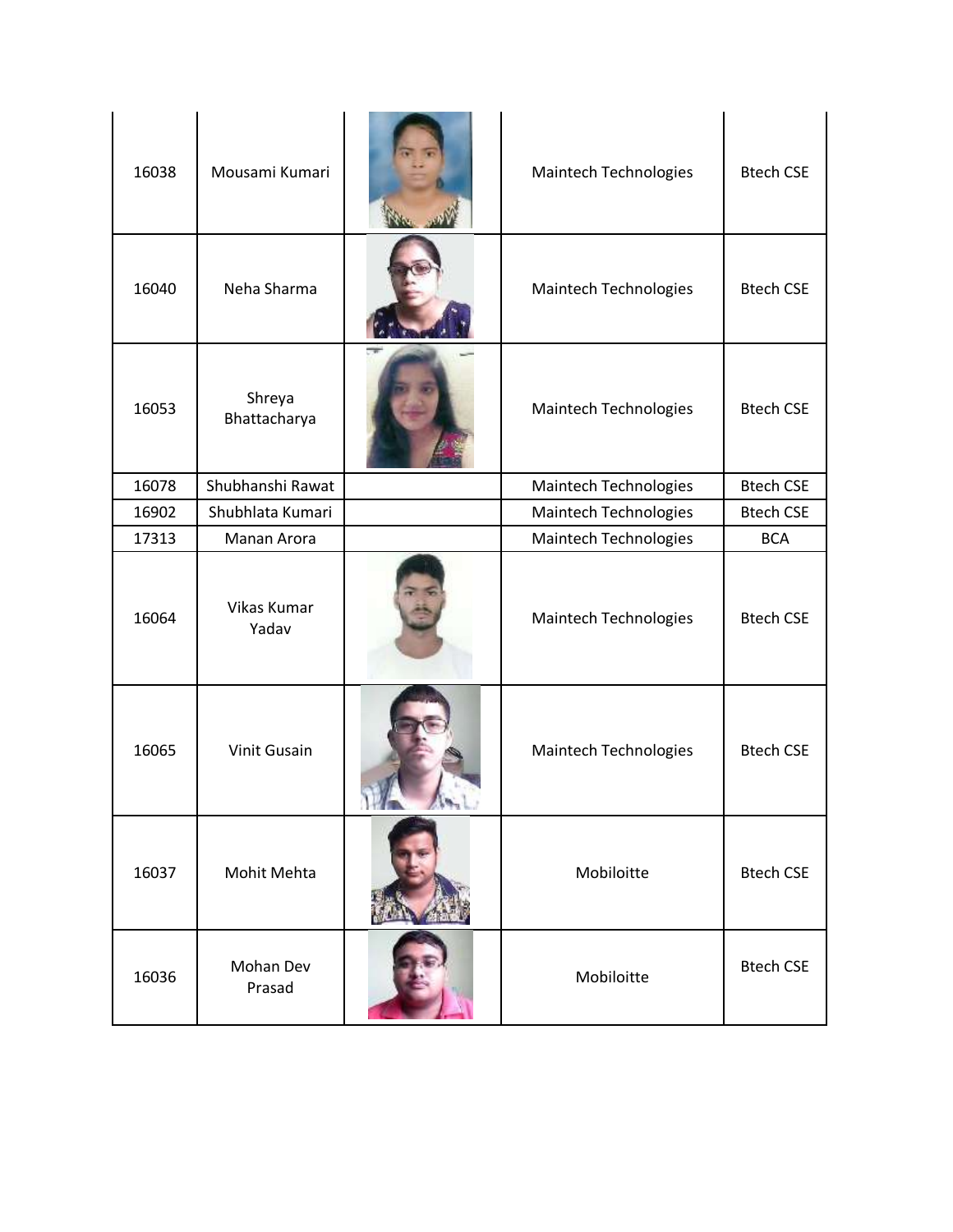| 16038 | Mousami Kumari | | Maintech Technologies | Btech CSE |
|---|---|---|---|---|
| 16040 | Neha Sharma | | Maintech Technologies | Btech CSE |
| 16053 | Shreya Bhattacharya | | Maintech Technologies | Btech CSE |
| 16078 | Shubhanshi Rawat | | Maintech Technologies | Btech CSE |
| 16902 | Shubhlata Kumari | | Maintech Technologies | Btech CSE |
| 17313 | Manan Arora | | Maintech Technologies | BCA |
| 16064 | Vikas Kumar Yadav | | Maintech Technologies | Btech CSE |
| 16065 | Vinit Gusain | | Maintech Technologies | Btech CSE |
| 16037 | Mohit Mehta | | Mobiloitte | Btech CSE |
| 16036 | Mohan Dev Prasad | | Mobiloitte | Btech CSE |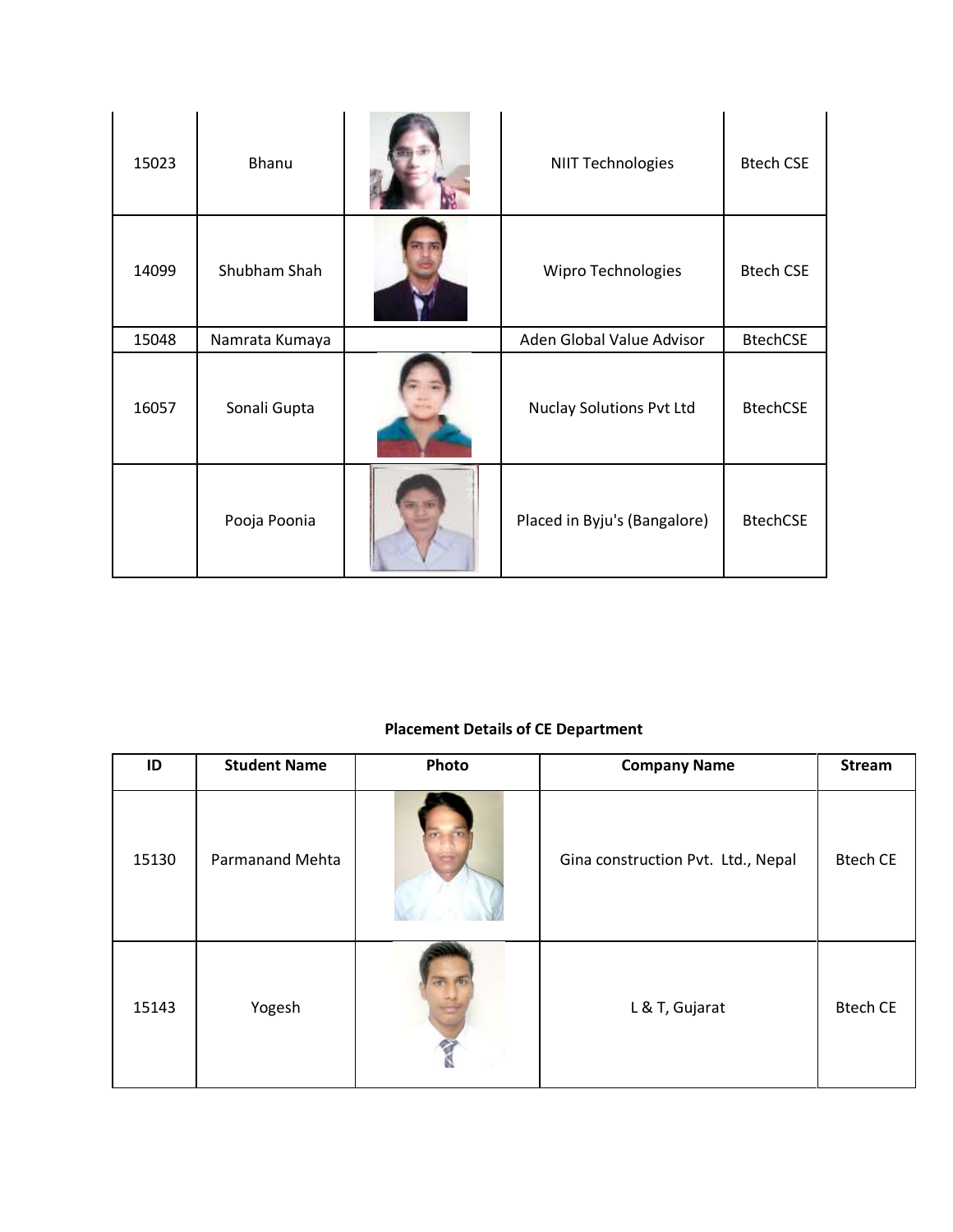| | | | | |
|---|---|---|---|---|
| 15023 | Bhanu | | NIIT Technologies | Btech CSE |
| 14099 | Shubham Shah | | Wipro Technologies | Btech CSE |
| 15048 | Namrata Kumaya | | Aden Global Value Advisor | BtechCSE |
| 16057 | Sonali Gupta | | Nuclay Solutions Pvt Ltd | BtechCSE |
| | Pooja Poonia | | Placed in Byju's (Bangalore) | BtechCSE |

**Placement Details of CE Department**

| ID | Student Name | Photo | Company Name | Stream |
|---|---|---|---|---|
| 15130 | Parmanand Mehta | | Gina construction Pvt. Ltd., Nepal | Btech CE |
| 15143 | Yogesh | | L & T, Gujarat | Btech CE |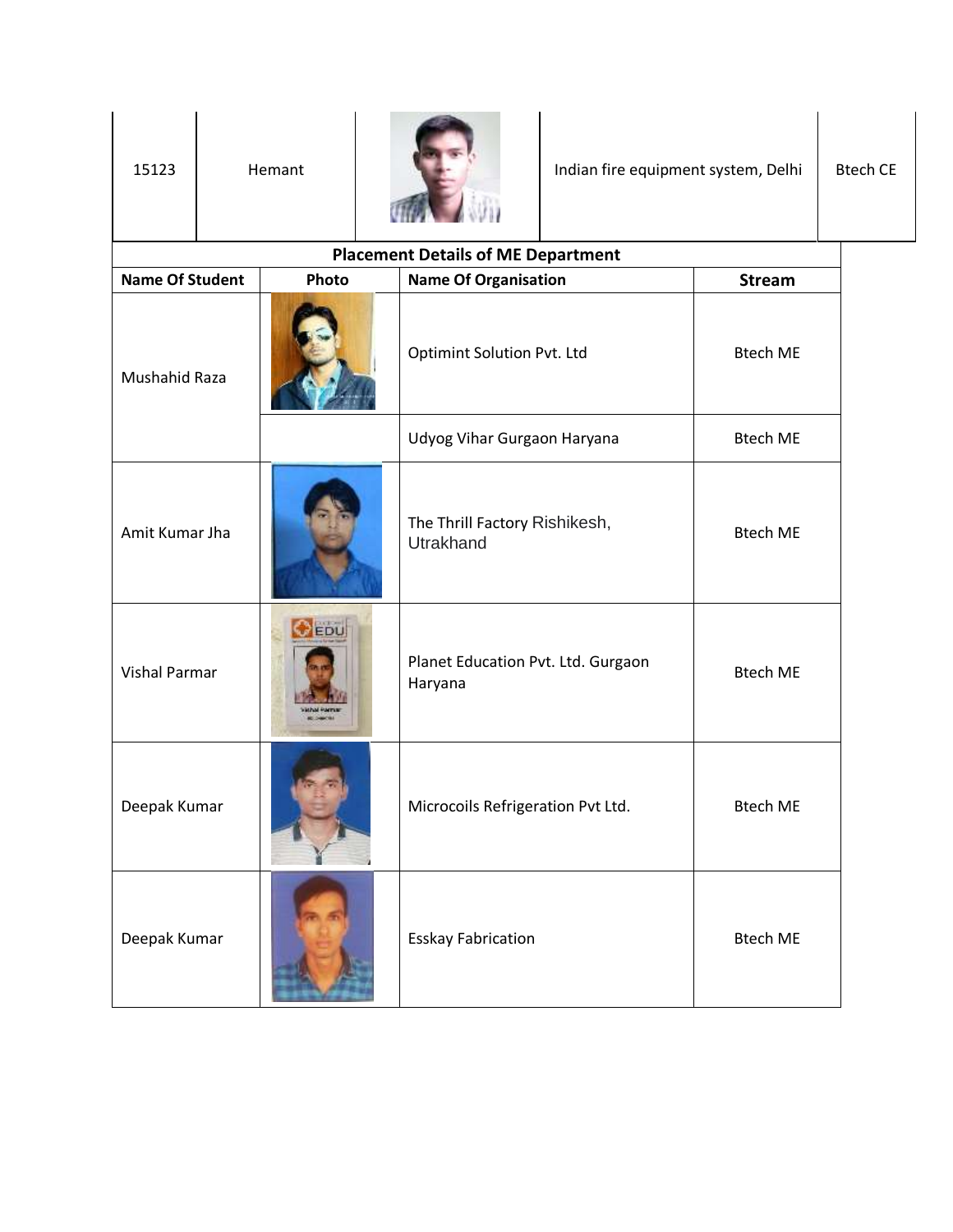| 15123 | Hemant | | Indian fire equipment system, Delhi | Btech CE |
|---|---|---|---|---|

**Placement Details of ME Department**

| Name Of Student | Photo | Name Of Organisation | Stream |
|---|---|---|---|
| Mushahid Raza | | Optimint Solution Pvt. Ltd | Btech ME |
| | | Udyog Vihar Gurgaon Haryana | Btech ME |
| Amit Kumar Jha | | The Thrill Factory Rishikesh, Utrakhand | Btech ME |
| Vishal Parmar | | Planet Education Pvt. Ltd. Gurgaon Haryana | Btech ME |
| Deepak Kumar | | Microcoils Refrigeration Pvt Ltd. | Btech ME |
| Deepak Kumar | | Esskay Fabrication | Btech ME |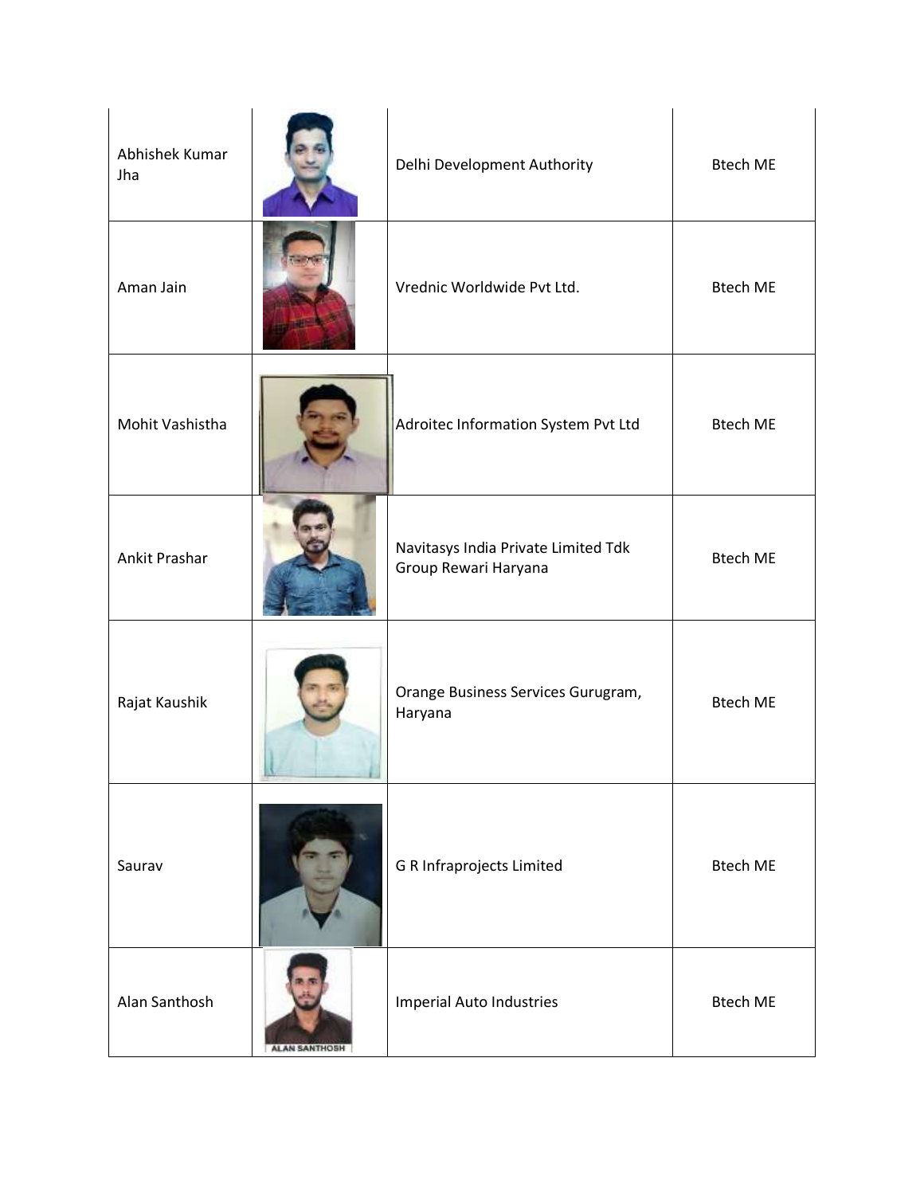| | | | |
|---|---|---|---|
| Abhishek Kumar Jha | | Delhi Development Authority | Btech ME |
| Aman Jain | | Vrednic Worldwide Pvt Ltd. | Btech ME |
| Mohit Vashistha | | Adroitec Information System Pvt Ltd | Btech ME |
| Ankit Prashar | | Navitasys India Private Limited Tdk Group Rewari Haryana | Btech ME |
| Rajat Kaushik | | Orange Business Services Gurugram, Haryana | Btech ME |
| Saurav | | G R Infraprojects Limited | Btech ME |
| Alan Santhosh | | Imperial Auto Industries | Btech ME |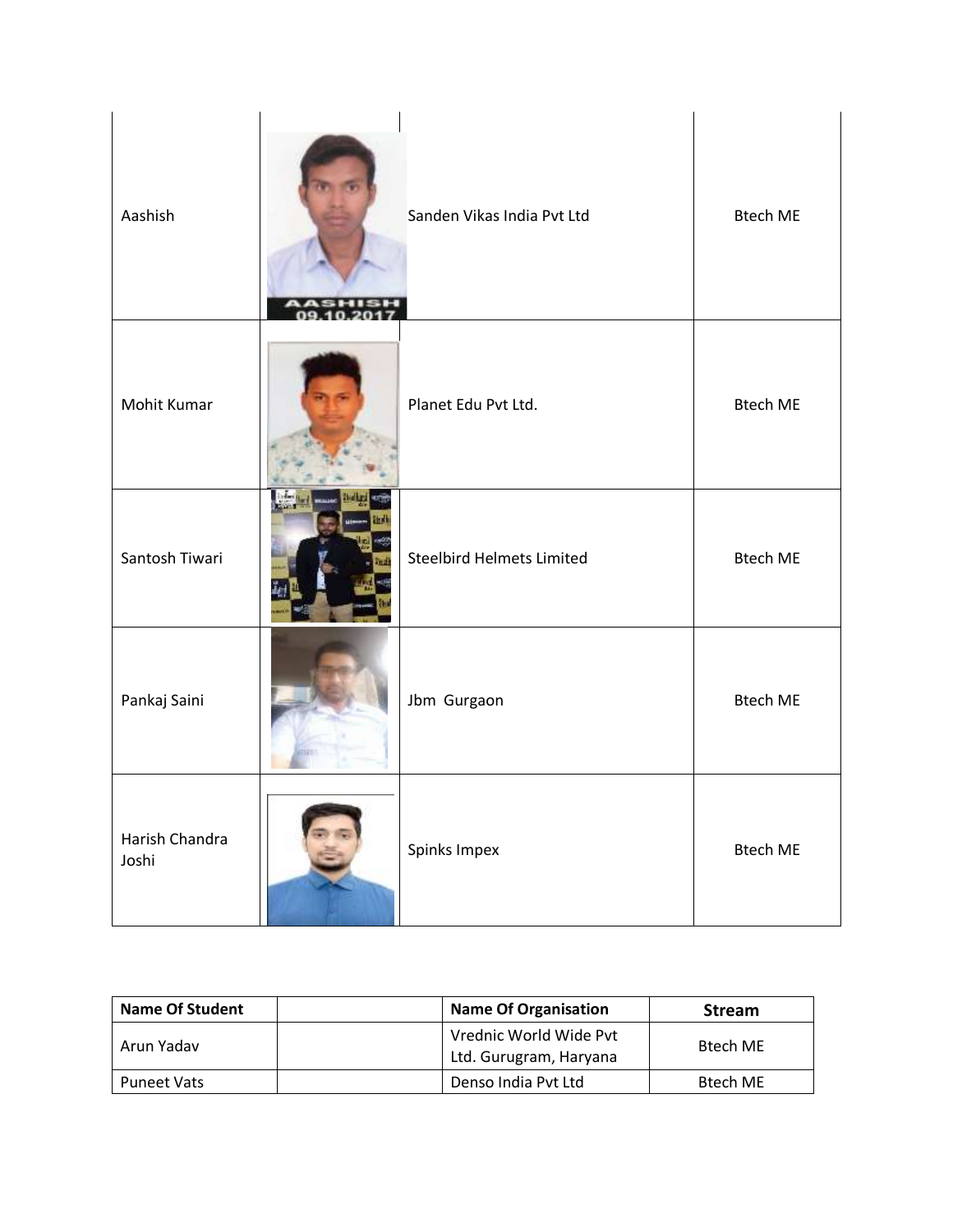| | | | |
|---|---|---|---|
| Aashish | | Sanden Vikas India Pvt Ltd | Btech ME |
| Mohit Kumar | | Planet Edu Pvt Ltd. | Btech ME |
| Santosh Tiwari | | Steelbird Helmets Limited | Btech ME |
| Pankaj Saini | | Jbm Gurgaon | Btech ME |
| Harish Chandra Joshi | | Spinks Impex | Btech ME |

| Name Of Student | | Name Of Organisation | Stream |
|---|---|---|---|
| Arun Yadav | | Vrednic World Wide Pvt Ltd. Gurugram, Haryana | Btech ME |
| Puneet Vats | | Denso India Pvt Ltd | Btech ME |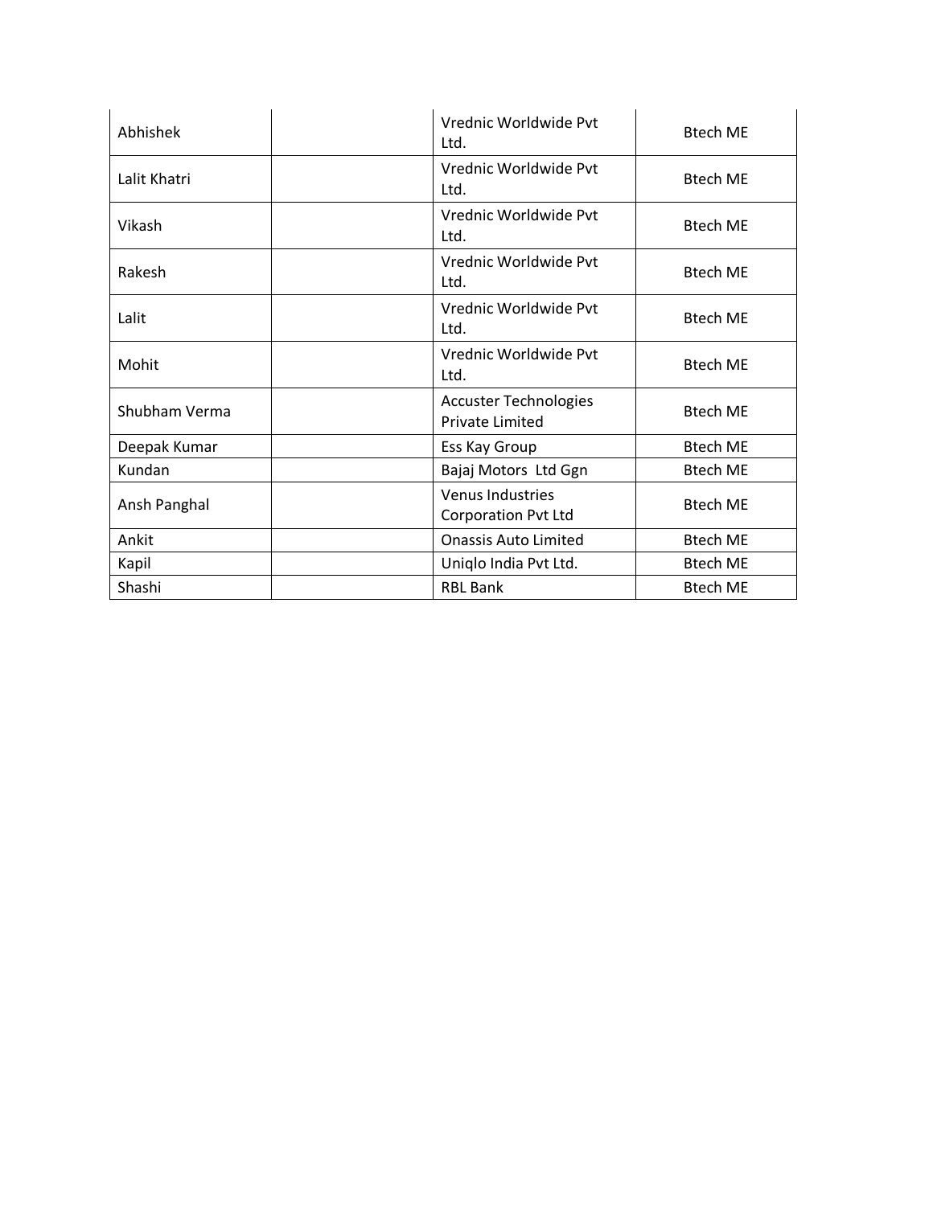| | | | |
|---|---|---|---|
| Abhishek | | Vrednic Worldwide Pvt Ltd. | Btech ME |
| Lalit Khatri | | Vrednic Worldwide Pvt Ltd. | Btech ME |
| Vikash | | Vrednic Worldwide Pvt Ltd. | Btech ME |
| Rakesh | | Vrednic Worldwide Pvt Ltd. | Btech ME |
| Lalit | | Vrednic Worldwide Pvt Ltd. | Btech ME |
| Mohit | | Vrednic Worldwide Pvt Ltd. | Btech ME |
| Shubham Verma | | Accuster Technologies Private Limited | Btech ME |
| Deepak Kumar | | Ess Kay Group | Btech ME |
| Kundan | | Bajaj Motors Ltd Ggn | Btech ME |
| Ansh Panghal | | Venus Industries Corporation Pvt Ltd | Btech ME |
| Ankit | | Onassis Auto Limited | Btech ME |
| Kapil | | Uniqlo India Pvt Ltd. | Btech ME |
| Shashi | | RBL Bank | Btech ME |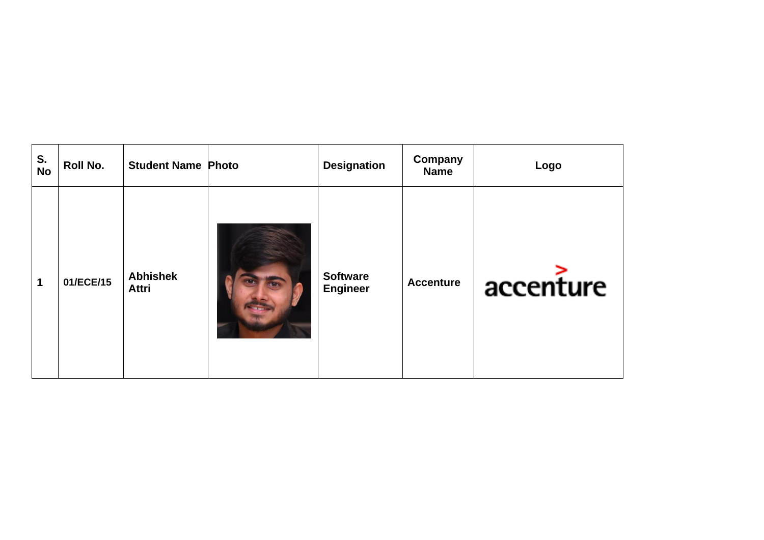| S. No | Roll No. | Student Name | Photo | Designation | Company Name | Logo |
|---|---|---|---|---|---|---|
| 1 | 01/ECE/15 | Abhishek Attri | | Software Engineer | Accenture | |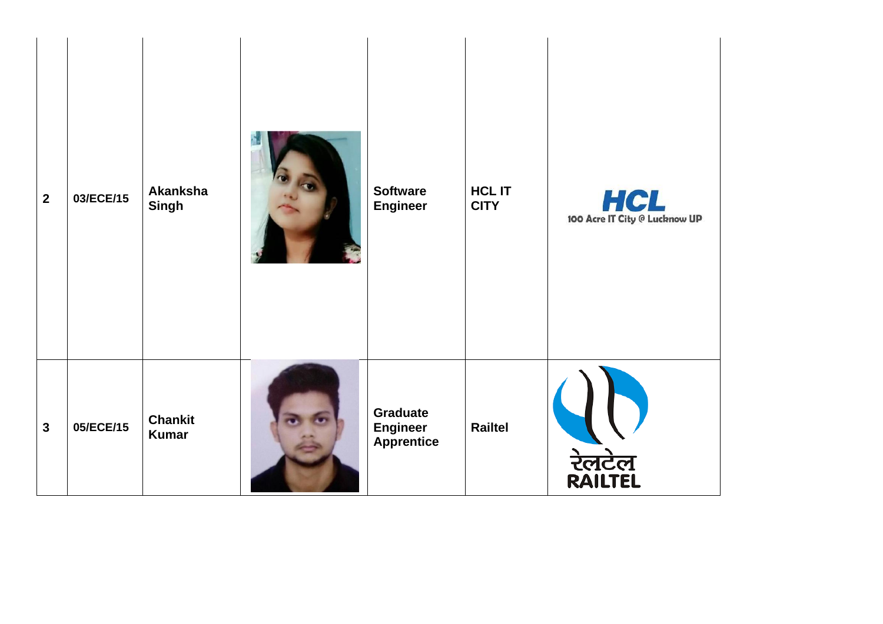| | | | | | | |
|---|---|---|---|---|---|---|
| **2** | **03/ECE/15** | **Akanksha Singh** | | **Software Engineer** | **HCL IT CITY** | HCL 100 Acre IT City @ Lucknow UP |
| **3** | **05/ECE/15** | **Chankit Kumar** | | **Graduate Engineer Apprentice** | **Railtel** | रेलटेल RAILTEL |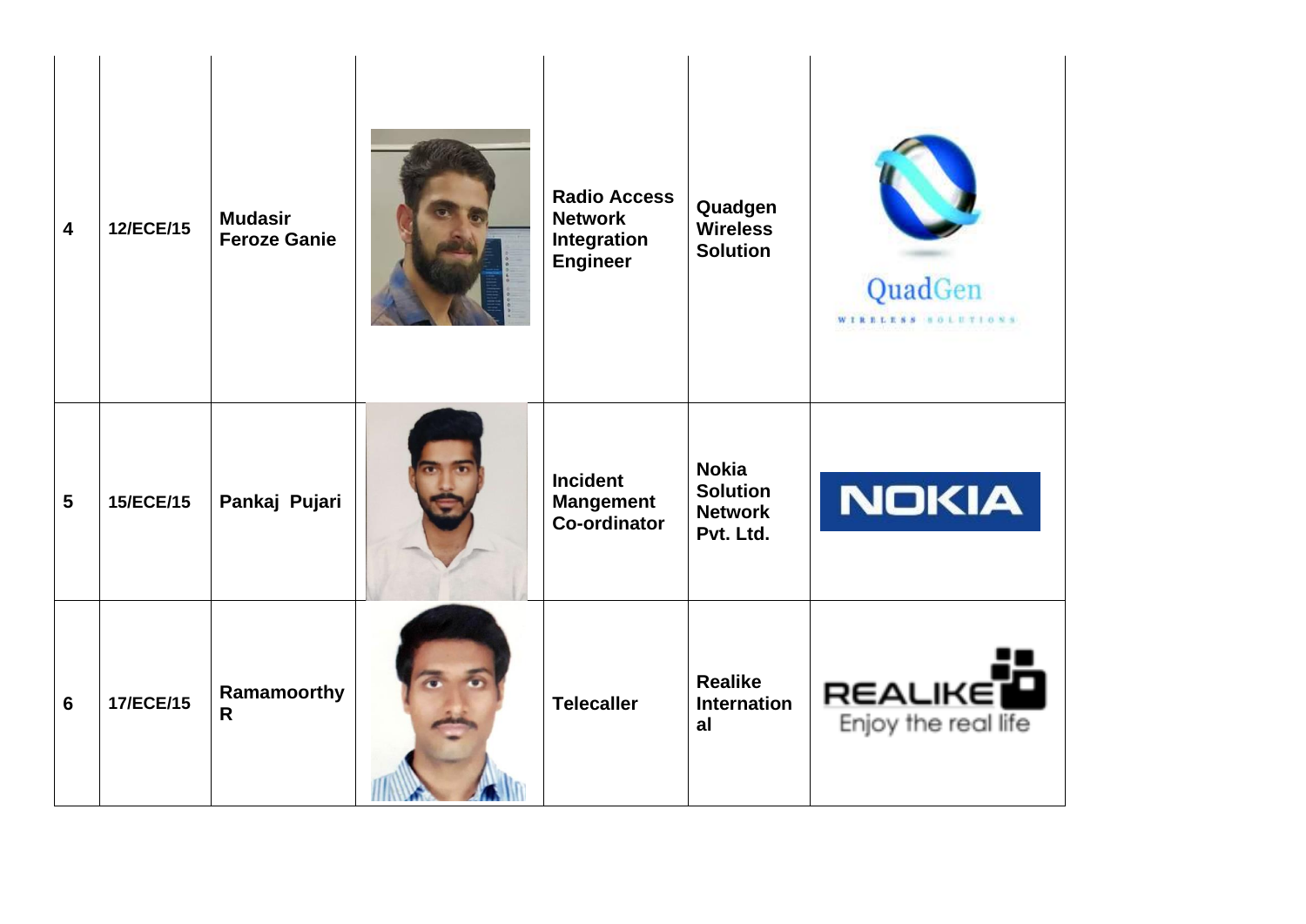| | | | | | | |
|---|---|---|---|---|---|---|
| **4** | **12/ECE/15** | **Mudasir Feroze Ganie** | | **Radio Access Network Integration Engineer** | **Quadgen Wireless Solution** | QuadGen WIRELESS SOLUTIONS |
| **5** | **15/ECE/15** | **Pankaj Pujari** | | **Incident Mangement Co-ordinator** | **Nokia Solution Network Pvt. Ltd.** | NOKIA |
| **6** | **17/ECE/15** | **Ramamoorthy R** | | **Telecaller** | **Realike International** | REALIKE Enjoy the real life |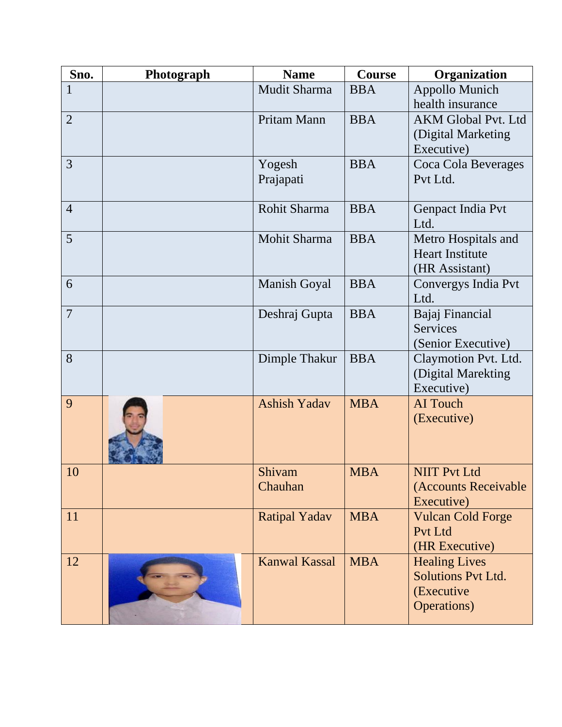| Sno. | Photograph | Name | Course | Organization |
| --- | --- | --- | --- | --- |
| 1 | | Mudit Sharma | BBA | Appollo Munich health insurance |
| 2 | | Pritam Mann | BBA | AKM Global Pvt. Ltd (Digital Marketing Executive) |
| 3 | | Yogesh Prajapati | BBA | Coca Cola Beverages Pvt Ltd. |
| 4 | | Rohit Sharma | BBA | Genpact India Pvt Ltd. |
| 5 | | Mohit Sharma | BBA | Metro Hospitals and Heart Institute (HR Assistant) |
| 6 | | Manish Goyal | BBA | Convergys India Pvt Ltd. |
| 7 | | Deshraj Gupta | BBA | Bajaj Financial Services (Senior Executive) |
| 8 | | Dimple Thakur | BBA | Claymotion Pvt. Ltd. (Digital Marekting Executive) |
| 9 | | Ashish Yadav | MBA | AI Touch (Executive) |
| 10 | | Shivam Chauhan | MBA | NIIT Pvt Ltd (Accounts Receivable Executive) |
| 11 | | Ratipal Yadav | MBA | Vulcan Cold Forge Pvt Ltd (HR Executive) |
| 12 | | Kanwal Kassal | MBA | Healing Lives Solutions Pvt Ltd. (Executive Operations) |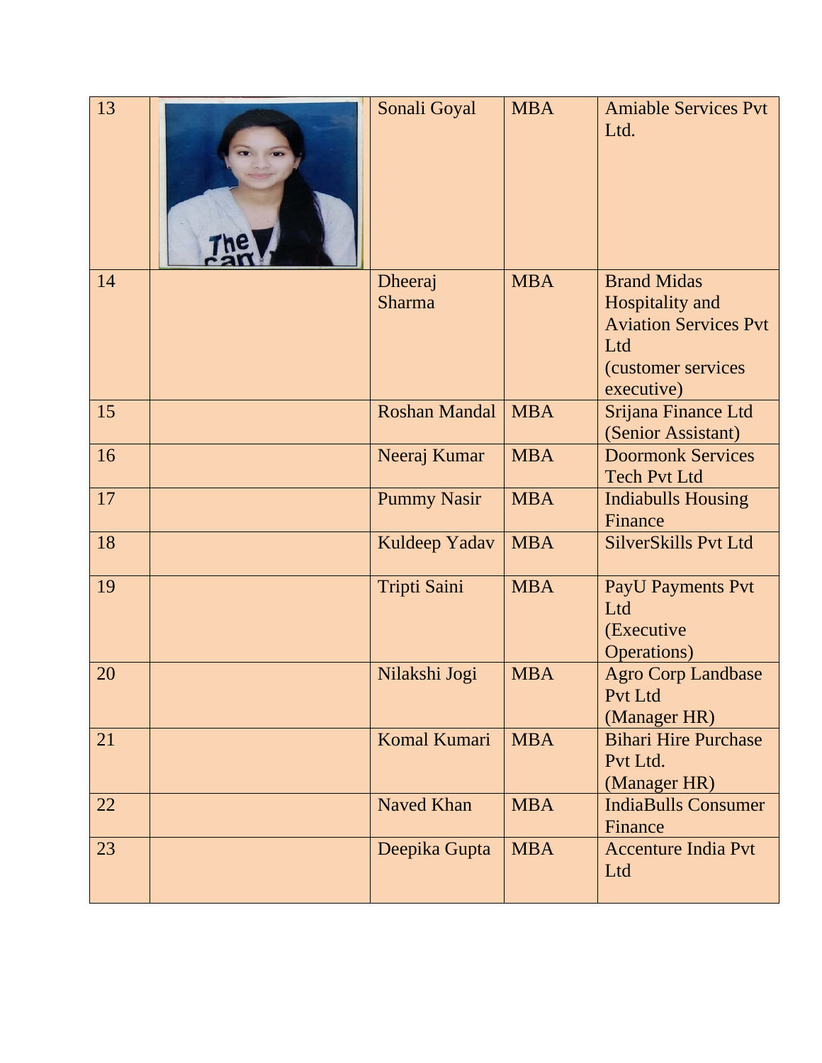| 13 | | Sonali Goyal | MBA | Amiable Services Pvt Ltd. |
|---|---|---|---|---|
| 14 | | Dheeraj Sharma | MBA | Brand Midas Hospitality and Aviation Services Pvt Ltd (customer services executive) |
| 15 | | Roshan Mandal | MBA | Srijana Finance Ltd (Senior Assistant) |
| 16 | | Neeraj Kumar | MBA | Doormonk Services Tech Pvt Ltd |
| 17 | | Pummy Nasir | MBA | Indiabulls Housing Finance |
| 18 | | Kuldeep Yadav | MBA | SilverSkills Pvt Ltd |
| 19 | | Tripti Saini | MBA | PayU Payments Pvt Ltd (Executive Operations) |
| 20 | | Nilakshi Jogi | MBA | Agro Corp Landbase Pvt Ltd (Manager HR) |
| 21 | | Komal Kumari | MBA | Bihari Hire Purchase Pvt Ltd. (Manager HR) |
| 22 | | Naved Khan | MBA | IndiaBulls Consumer Finance |
| 23 | | Deepika Gupta | MBA | Accenture India Pvt Ltd |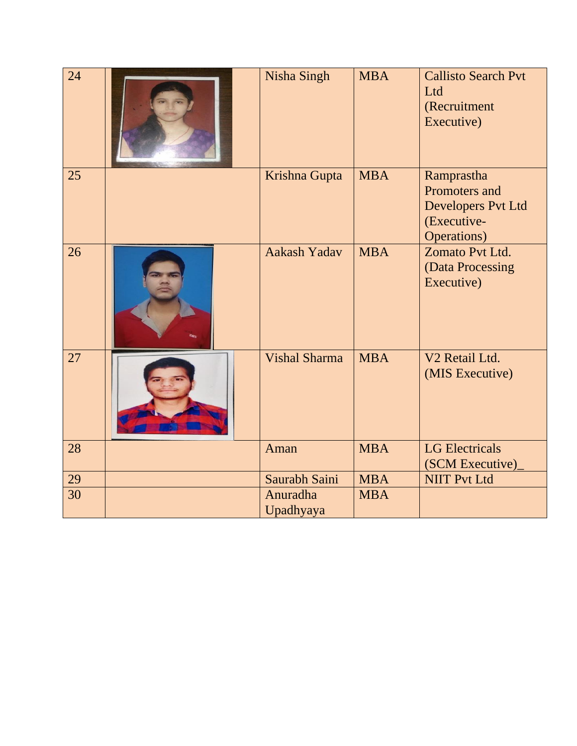| | | | | |
|---|---|---|---|---|
| 24 | | Nisha Singh | MBA | Callisto Search Pvt Ltd (Recruitment Executive) |
| 25 | | Krishna Gupta | MBA | Ramprastha Promoters and Developers Pvt Ltd (Executive-Operations) |
| 26 | | Aakash Yadav | MBA | Zomato Pvt Ltd. (Data Processing Executive) |
| 27 | | Vishal Sharma | MBA | V2 Retail Ltd. (MIS Executive) |
| 28 | | Aman | MBA | LG Electricals (SCM Executive)_ |
| 29 | | Saurabh Saini | MBA | NIIT Pvt Ltd |
| 30 | | Anuradha Upadhyaya | MBA | |